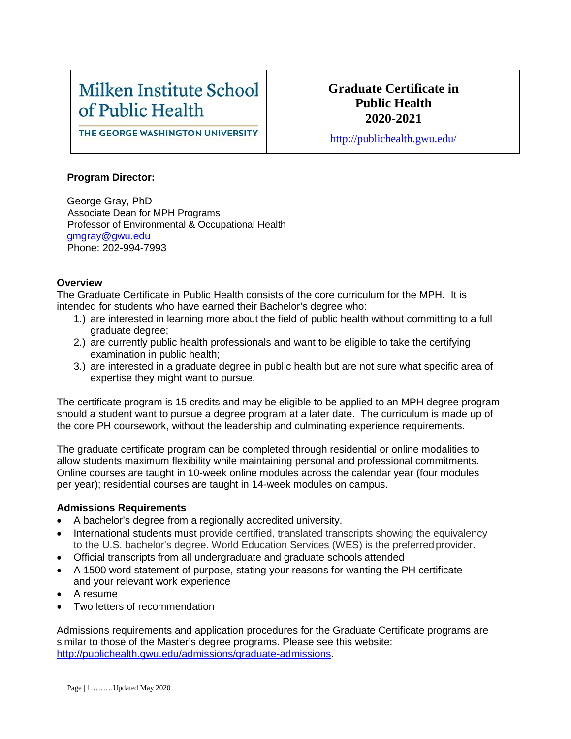| Milken Institute School of Public Health<br>THE GEORGE WASHINGTON UNIVERSITY | **Graduate Certificate in Public Health 2020-2021**<br>http://publichealth.gwu.edu/ |
|---|---|

**Program Director:**

George Gray, PhD
Associate Dean for MPH Programs
Professor of Environmental & Occupational Health
gmgray@gwu.edu
Phone: 202-994-7993

**Overview**

The Graduate Certificate in Public Health consists of the core curriculum for the MPH. It is intended for students who have earned their Bachelor's degree who:

1.) are interested in learning more about the field of public health without committing to a full graduate degree;
2.) are currently public health professionals and want to be eligible to take the certifying examination in public health;
3.) are interested in a graduate degree in public health but are not sure what specific area of expertise they might want to pursue.

The certificate program is 15 credits and may be eligible to be applied to an MPH degree program should a student want to pursue a degree program at a later date. The curriculum is made up of the core PH coursework, without the leadership and culminating experience requirements.

The graduate certificate program can be completed through residential or online modalities to allow students maximum flexibility while maintaining personal and professional commitments. Online courses are taught in 10-week online modules across the calendar year (four modules per year); residential courses are taught in 14-week modules on campus.

**Admissions Requirements**

- A bachelor's degree from a regionally accredited university.
- International students must provide certified, translated transcripts showing the equivalency to the U.S. bachelor's degree. World Education Services (WES) is the preferred provider.
- Official transcripts from all undergraduate and graduate schools attended
- A 1500 word statement of purpose, stating your reasons for wanting the PH certificate and your relevant work experience
- A resume
- Two letters of recommendation

Admissions requirements and application procedures for the Graduate Certificate programs are similar to those of the Master's degree programs. Please see this website: http://publichealth.gwu.edu/admissions/graduate-admissions.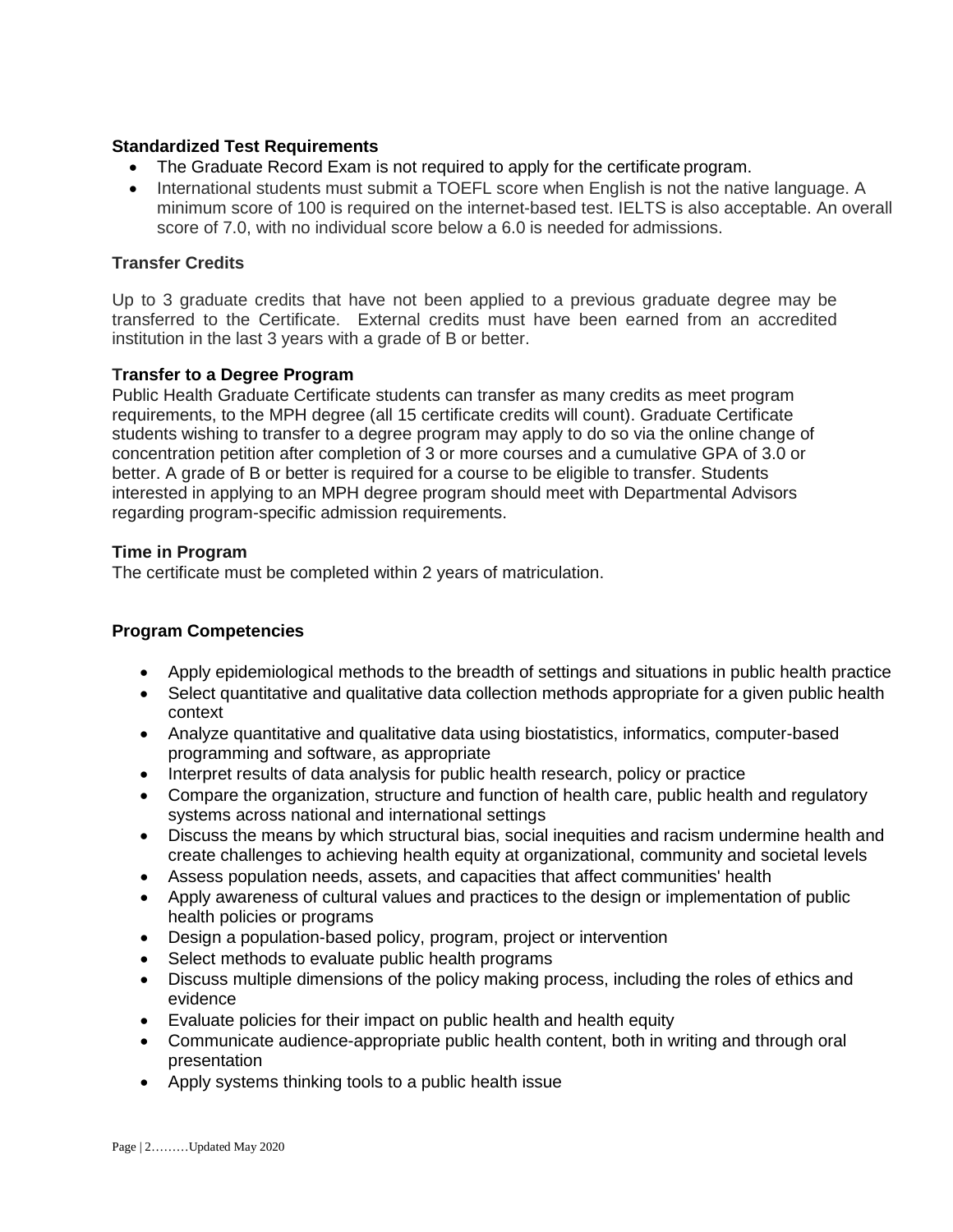**Standardized Test Requirements**

- The Graduate Record Exam is not required to apply for the certificate program.
- International students must submit a TOEFL score when English is not the native language. A minimum score of 100 is required on the internet-based test. IELTS is also acceptable. An overall score of 7.0, with no individual score below a 6.0 is needed for admissions.

**Transfer Credits**

Up to 3 graduate credits that have not been applied to a previous graduate degree may be transferred to the Certificate. External credits must have been earned from an accredited institution in the last 3 years with a grade of B or better.

**Transfer to a Degree Program**

Public Health Graduate Certificate students can transfer as many credits as meet program requirements, to the MPH degree (all 15 certificate credits will count). Graduate Certificate students wishing to transfer to a degree program may apply to do so via the online change of concentration petition after completion of 3 or more courses and a cumulative GPA of 3.0 or better. A grade of B or better is required for a course to be eligible to transfer. Students interested in applying to an MPH degree program should meet with Departmental Advisors regarding program-specific admission requirements.

**Time in Program**

The certificate must be completed within 2 years of matriculation.

**Program Competencies**

- Apply epidemiological methods to the breadth of settings and situations in public health practice
- Select quantitative and qualitative data collection methods appropriate for a given public health context
- Analyze quantitative and qualitative data using biostatistics, informatics, computer-based programming and software, as appropriate
- Interpret results of data analysis for public health research, policy or practice
- Compare the organization, structure and function of health care, public health and regulatory systems across national and international settings
- Discuss the means by which structural bias, social inequities and racism undermine health and create challenges to achieving health equity at organizational, community and societal levels
- Assess population needs, assets, and capacities that affect communities' health
- Apply awareness of cultural values and practices to the design or implementation of public health policies or programs
- Design a population-based policy, program, project or intervention
- Select methods to evaluate public health programs
- Discuss multiple dimensions of the policy making process, including the roles of ethics and evidence
- Evaluate policies for their impact on public health and health equity
- Communicate audience-appropriate public health content, both in writing and through oral presentation
- Apply systems thinking tools to a public health issue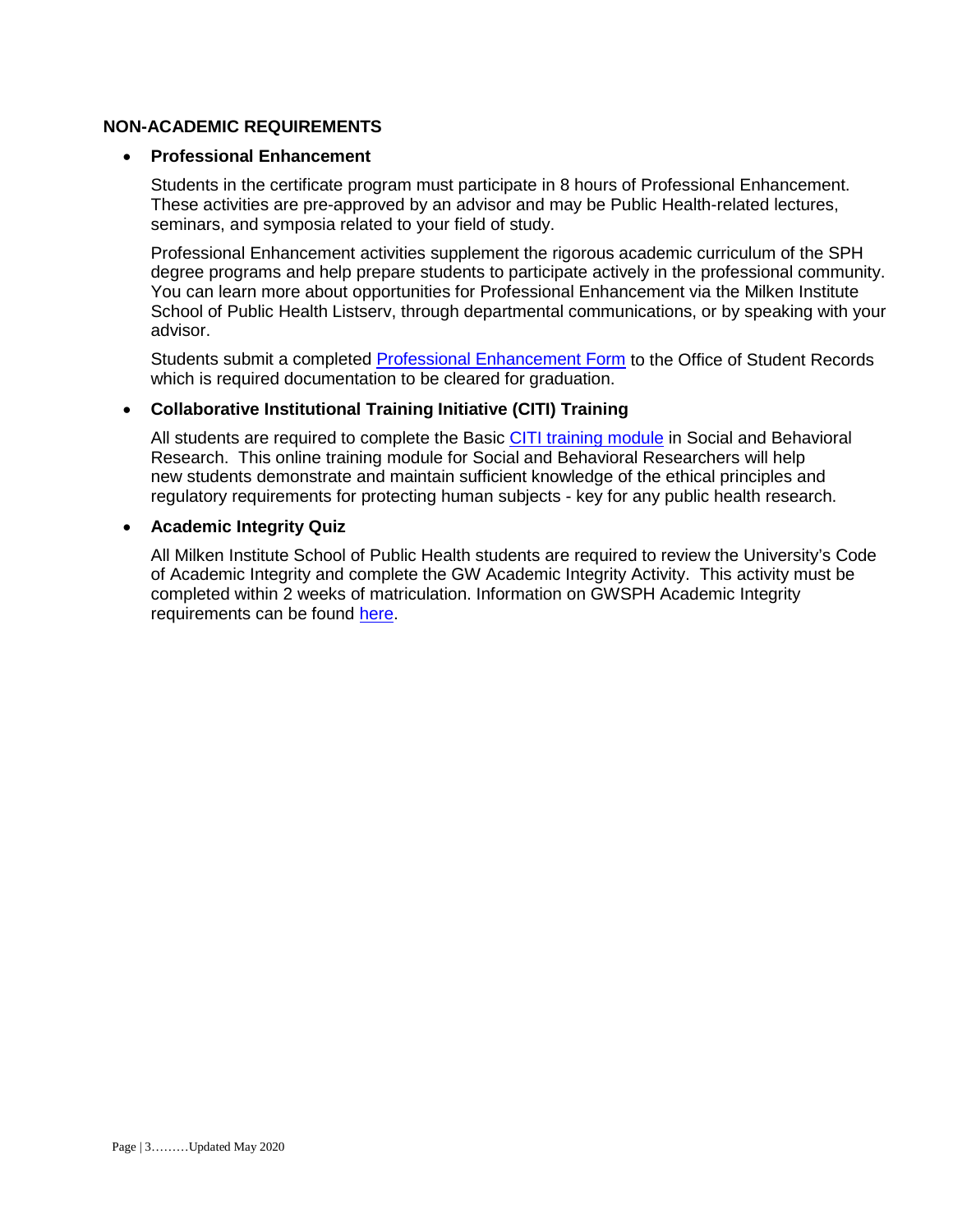**NON-ACADEMIC REQUIREMENTS**

- **Professional Enhancement**

  Students in the certificate program must participate in 8 hours of Professional Enhancement. These activities are pre-approved by an advisor and may be Public Health-related lectures, seminars, and symposia related to your field of study.

  Professional Enhancement activities supplement the rigorous academic curriculum of the SPH degree programs and help prepare students to participate actively in the professional community. You can learn more about opportunities for Professional Enhancement via the Milken Institute School of Public Health Listserv, through departmental communications, or by speaking with your advisor.

  Students submit a completed Professional Enhancement Form to the Office of Student Records which is required documentation to be cleared for graduation.

- **Collaborative Institutional Training Initiative (CITI) Training**

  All students are required to complete the Basic CITI training module in Social and Behavioral Research. This online training module for Social and Behavioral Researchers will help new students demonstrate and maintain sufficient knowledge of the ethical principles and regulatory requirements for protecting human subjects - key for any public health research.

- **Academic Integrity Quiz**

  All Milken Institute School of Public Health students are required to review the University's Code of Academic Integrity and complete the GW Academic Integrity Activity. This activity must be completed within 2 weeks of matriculation. Information on GWSPH Academic Integrity requirements can be found here.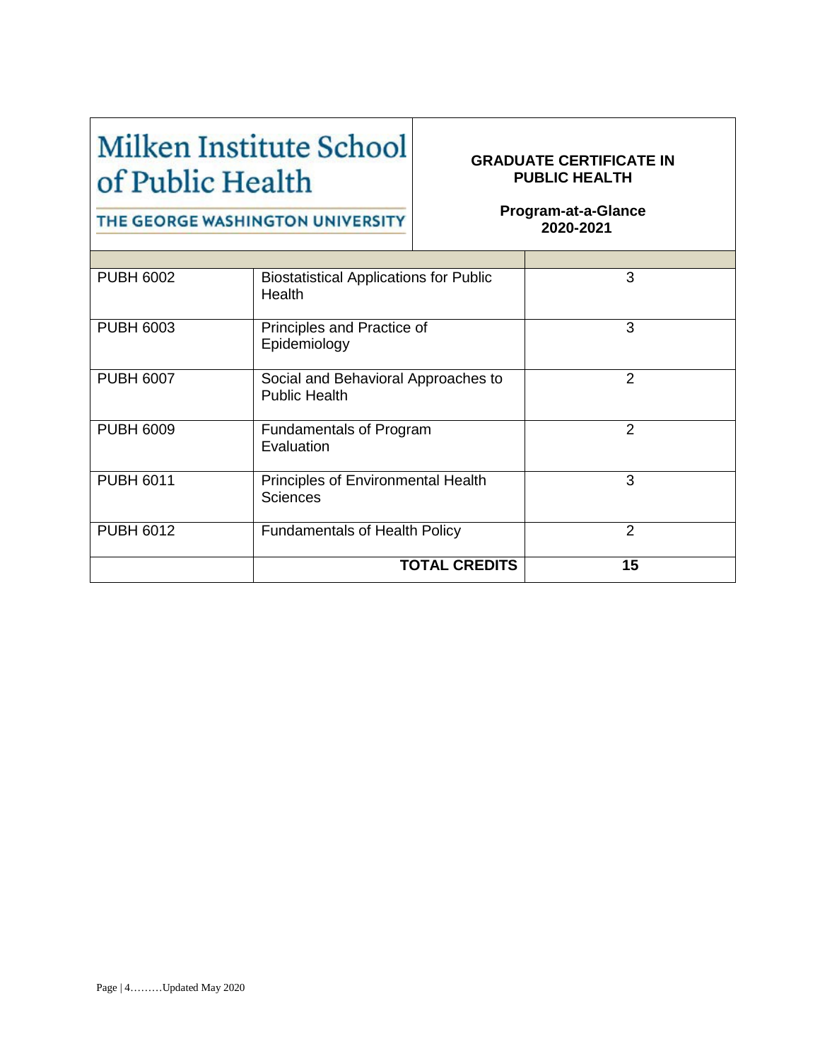Milken Institute School of Public Health

THE GEORGE WASHINGTON UNIVERSITY

**GRADUATE CERTIFICATE IN PUBLIC HEALTH**

**Program-at-a-Glance 2020-2021**

| | | |
|---|---|---|
| PUBH 6002 | Biostatistical Applications for Public Health | 3 |
| PUBH 6003 | Principles and Practice of Epidemiology | 3 |
| PUBH 6007 | Social and Behavioral Approaches to Public Health | 2 |
| PUBH 6009 | Fundamentals of Program Evaluation | 2 |
| PUBH 6011 | Principles of Environmental Health Sciences | 3 |
| PUBH 6012 | Fundamentals of Health Policy | 2 |
| | **TOTAL CREDITS** | **15** |

Updated May 2020